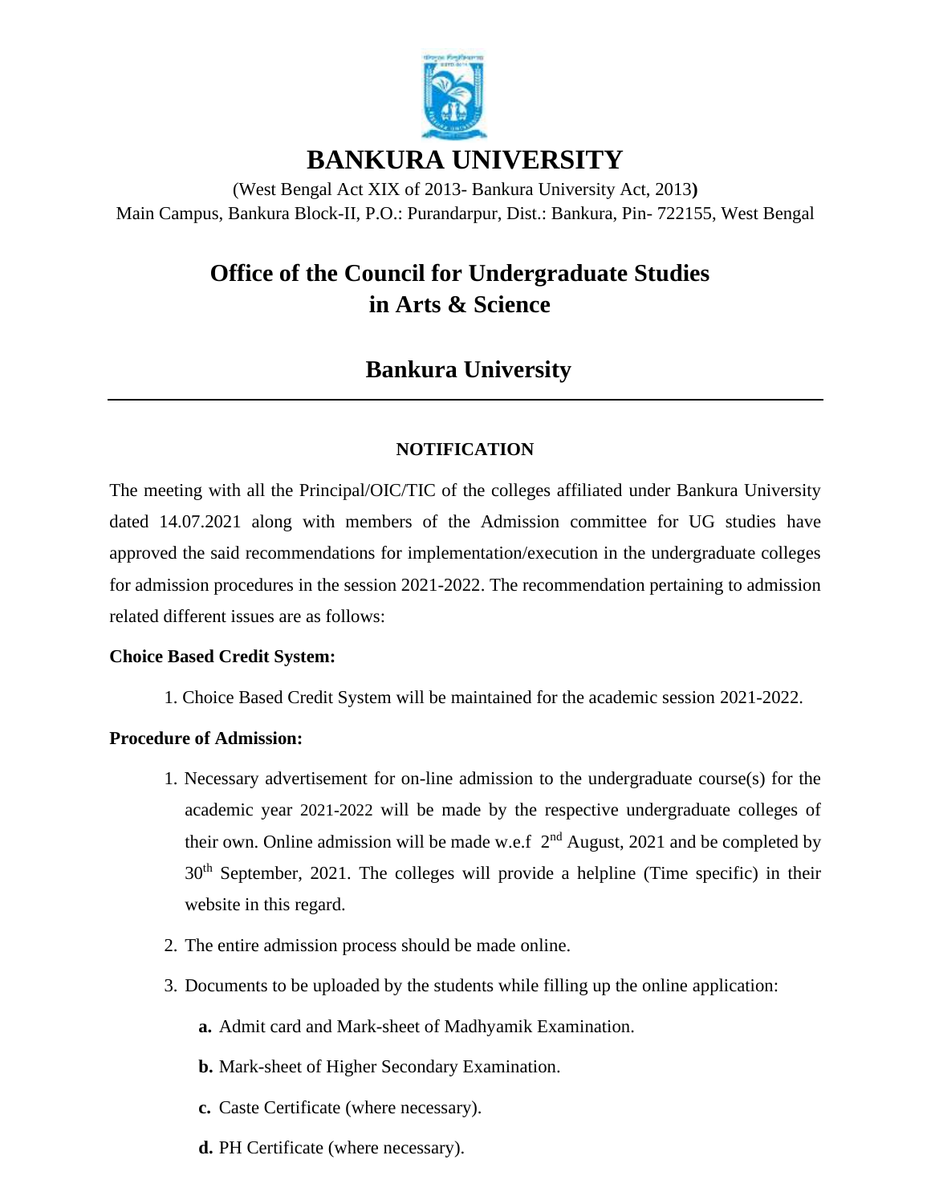# BANKURA UNIVERSITY

(West Bengal Act XIX of 2013- Bankura University Act, 2013)
Main Campus, Bankura Block-II, P.O.: Purandarpur, Dist.: Bankura, Pin- 722155, West Bengal

## Office of the Council for Undergraduate Studies in Arts & Science

## Bankura University

---

### NOTIFICATION

The meeting with all the Principal/OIC/TIC of the colleges affiliated under Bankura University dated 14.07.2021 along with members of the Admission committee for UG studies have approved the said recommendations for implementation/execution in the undergraduate colleges for admission procedures in the session 2021-2022. The recommendation pertaining to admission related different issues are as follows:

**Choice Based Credit System:**

1. Choice Based Credit System will be maintained for the academic session 2021-2022.

**Procedure of Admission:**

1. Necessary advertisement for on-line admission to the undergraduate course(s) for the academic year 2021-2022 will be made by the respective undergraduate colleges of their own. Online admission will be made w.e.f 2nd August, 2021 and be completed by 30th September, 2021. The colleges will provide a helpline (Time specific) in their website in this regard.
2. The entire admission process should be made online.
3. Documents to be uploaded by the students while filling up the online application:
   - **a.** Admit card and Mark-sheet of Madhyamik Examination.
   - **b.** Mark-sheet of Higher Secondary Examination.
   - **c.** Caste Certificate (where necessary).
   - **d.** PH Certificate (where necessary).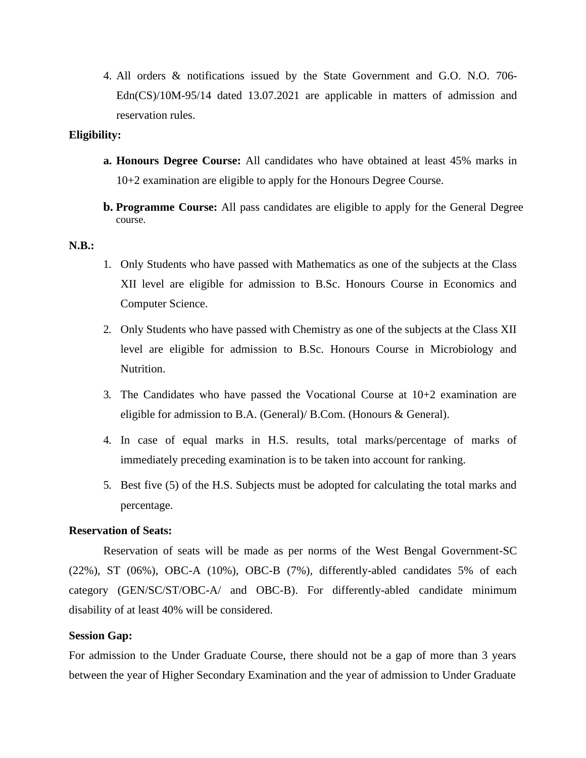4. All orders & notifications issued by the State Government and G.O. N.O. 706-Edn(CS)/10M-95/14 dated 13.07.2021 are applicable in matters of admission and reservation rules.

**Eligibility:**

a. **Honours Degree Course:** All candidates who have obtained at least 45% marks in 10+2 examination are eligible to apply for the Honours Degree Course.

b. **Programme Course:** All pass candidates are eligible to apply for the General Degree course.

**N.B.:**

1. Only Students who have passed with Mathematics as one of the subjects at the Class XII level are eligible for admission to B.Sc. Honours Course in Economics and Computer Science.
2. Only Students who have passed with Chemistry as one of the subjects at the Class XII level are eligible for admission to B.Sc. Honours Course in Microbiology and Nutrition.
3. The Candidates who have passed the Vocational Course at 10+2 examination are eligible for admission to B.A. (General)/ B.Com. (Honours & General).
4. In case of equal marks in H.S. results, total marks/percentage of marks of immediately preceding examination is to be taken into account for ranking.
5. Best five (5) of the H.S. Subjects must be adopted for calculating the total marks and percentage.

**Reservation of Seats:**

Reservation of seats will be made as per norms of the West Bengal Government-SC (22%), ST (06%), OBC-A (10%), OBC-B (7%), differently-abled candidates 5% of each category (GEN/SC/ST/OBC-A/ and OBC-B). For differently-abled candidate minimum disability of at least 40% will be considered.

**Session Gap:**

For admission to the Under Graduate Course, there should not be a gap of more than 3 years between the year of Higher Secondary Examination and the year of admission to Under Graduate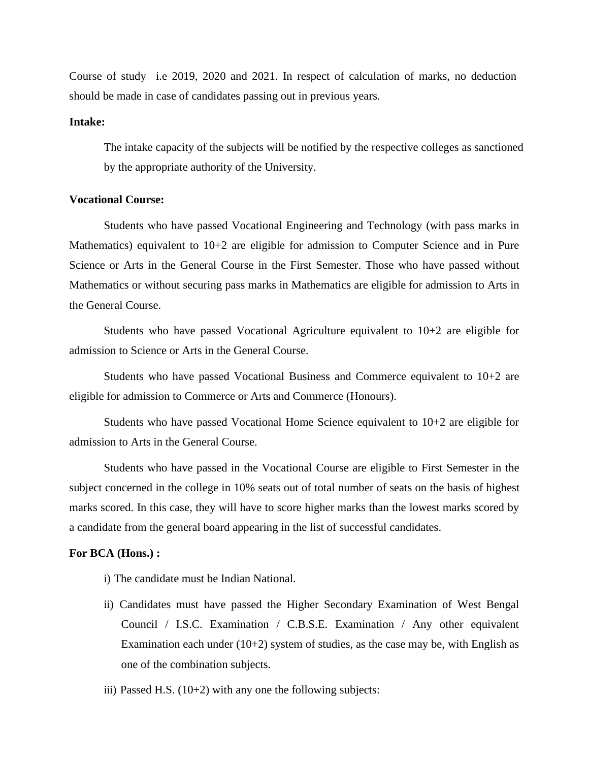Course of study i.e 2019, 2020 and 2021. In respect of calculation of marks, no deduction should be made in case of candidates passing out in previous years.

**Intake:**

The intake capacity of the subjects will be notified by the respective colleges as sanctioned by the appropriate authority of the University.

**Vocational Course:**

Students who have passed Vocational Engineering and Technology (with pass marks in Mathematics) equivalent to 10+2 are eligible for admission to Computer Science and in Pure Science or Arts in the General Course in the First Semester. Those who have passed without Mathematics or without securing pass marks in Mathematics are eligible for admission to Arts in the General Course.

Students who have passed Vocational Agriculture equivalent to 10+2 are eligible for admission to Science or Arts in the General Course.

Students who have passed Vocational Business and Commerce equivalent to 10+2 are eligible for admission to Commerce or Arts and Commerce (Honours).

Students who have passed Vocational Home Science equivalent to 10+2 are eligible for admission to Arts in the General Course.

Students who have passed in the Vocational Course are eligible to First Semester in the subject concerned in the college in 10% seats out of total number of seats on the basis of highest marks scored. In this case, they will have to score higher marks than the lowest marks scored by a candidate from the general board appearing in the list of successful candidates.

**For BCA (Hons.) :**

i) The candidate must be Indian National.

ii) Candidates must have passed the Higher Secondary Examination of West Bengal Council / I.S.C. Examination / C.B.S.E. Examination / Any other equivalent Examination each under (10+2) system of studies, as the case may be, with English as one of the combination subjects.

iii) Passed H.S. (10+2) with any one the following subjects: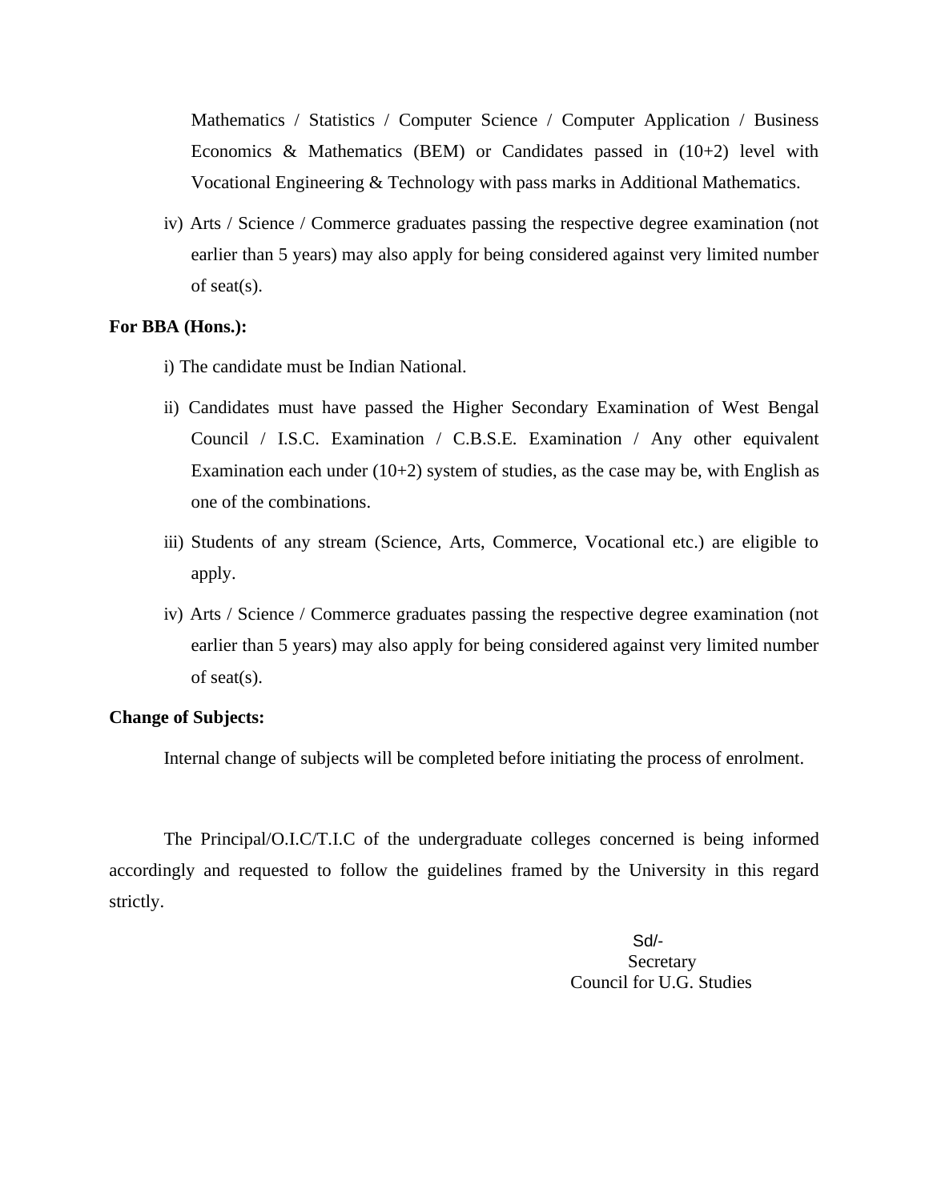Mathematics / Statistics / Computer Science / Computer Application / Business Economics & Mathematics (BEM) or Candidates passed in (10+2) level with Vocational Engineering & Technology with pass marks in Additional Mathematics.

iv) Arts / Science / Commerce graduates passing the respective degree examination (not earlier than 5 years) may also apply for being considered against very limited number of seat(s).

**For BBA (Hons.):**

i) The candidate must be Indian National.

ii) Candidates must have passed the Higher Secondary Examination of West Bengal Council / I.S.C. Examination / C.B.S.E. Examination / Any other equivalent Examination each under (10+2) system of studies, as the case may be, with English as one of the combinations.

iii) Students of any stream (Science, Arts, Commerce, Vocational etc.) are eligible to apply.

iv) Arts / Science / Commerce graduates passing the respective degree examination (not earlier than 5 years) may also apply for being considered against very limited number of seat(s).

**Change of Subjects:**

Internal change of subjects will be completed before initiating the process of enrolment.

The Principal/O.I.C/T.I.C of the undergraduate colleges concerned is being informed accordingly and requested to follow the guidelines framed by the University in this regard strictly.

Sd/-
Secretary
Council for U.G. Studies